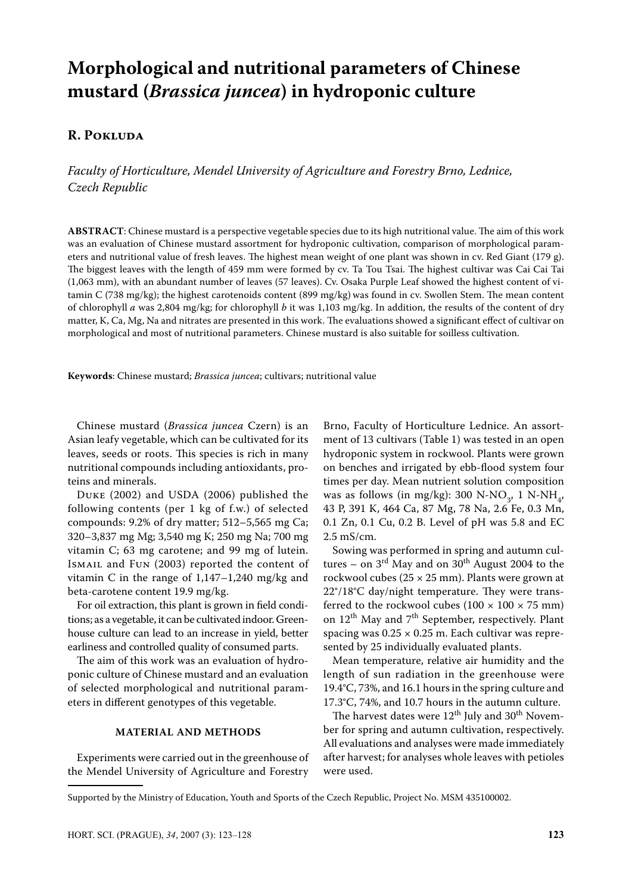# Morphological and nutritional parameters of Chinese mustard (*Brassica juncea*) in hydroponic culture

## R. Pokluda

*Faculty of Horticulture, Mendel University of Agriculture and Forestry Brno, Lednice, Czech Republic*

**ABSTRACT**: Chinese mustard is a perspective vegetable species due to its high nutritional value. The aim of this work was an evaluation of Chinese mustard assortment for hydroponic cultivation, comparison of morphological parameters and nutritional value of fresh leaves. The highest mean weight of one plant was shown in cv. Red Giant (179 g). The biggest leaves with the length of 459 mm were formed by cv. Ta Tou Tsai. The highest cultivar was Cai Cai Tai (1,063 mm), with an abundant number of leaves (57 leaves). Cv. Osaka Purple Leaf showed the highest content of vitamin C (738 mg/kg); the highest carotenoids content (899 mg/kg) was found in cv. Swollen Stem. The mean content of chlorophyll *a* was 2,804 mg/kg; for chlorophyll *b* it was 1,103 mg/kg. In addition, the results of the content of dry matter, K, Ca, Mg, Na and nitrates are presented in this work. The evaluations showed a significant effect of cultivar on morphological and most of nutritional parameters. Chinese mustard is also suitable for soilless cultivation.

**Keywords**: Chinese mustard; *Brassica juncea*; cultivars; nutritional value

Chinese mustard (*Brassica juncea* Czern) is an Asian leafy vegetable, which can be cultivated for its leaves, seeds or roots. This species is rich in many nutritional compounds including antioxidants, proteins and minerals.

Duke (2002) and USDA (2006) published the following contents (per 1 kg of f.w.) of selected compounds: 9.2% of dry matter; 512–5,565 mg Ca; 320–3,837 mg Mg; 3,540 mg K; 250 mg Na; 700 mg vitamin C; 63 mg carotene; and 99 mg of lutein. Ismail and Fun (2003) reported the content of vitamin C in the range of 1,147–1,240 mg/kg and beta-carotene content 19.9 mg/kg.

For oil extraction, this plant is grown in field conditions; as a vegetable, it can be cultivated indoor. Greenhouse culture can lead to an increase in yield, better earliness and controlled quality of consumed parts.

The aim of this work was an evaluation of hydroponic culture of Chinese mustard and an evaluation of selected morphological and nutritional parameters in different genotypes of this vegetable.

## MATERIAL AND METHODS

Experiments were carried out in the greenhouse of the Mendel University of Agriculture and Forestry Brno, Faculty of Horticulture Lednice. An assortment of 13 cultivars (Table 1) was tested in an open hydroponic system in rockwool. Plants were grown on benches and irrigated by ebb-flood system four times per day. Mean nutrient solution composition was as follows (in mg/kg): 300 N-$NO_3$, 1 N-$NH_4$, 43 P, 391 K, 464 Ca, 87 Mg, 78 Na, 2.6 Fe, 0.3 Mn, 0.1 Zn, 0.1 Cu, 0.2 B. Level of pH was 5.8 and EC 2.5 mS/cm.

Sowing was performed in spring and autumn cultures – on 3rd May and on 30th August 2004 to the rockwool cubes (25 × 25 mm). Plants were grown at 22°/18°C day/night temperature. They were transferred to the rockwool cubes (100 × 100 × 75 mm) on 12th May and 7th September, respectively. Plant spacing was 0.25 × 0.25 m. Each cultivar was represented by 25 individually evaluated plants.

Mean temperature, relative air humidity and the length of sun radiation in the greenhouse were 19.4°C, 73%, and 16.1 hours in the spring culture and 17.3°C, 74%, and 10.7 hours in the autumn culture.

The harvest dates were 12th July and 30th November for spring and autumn cultivation, respectively. All evaluations and analyses were made immediately after harvest; for analyses whole leaves with petioles were used.

Supported by the Ministry of Education, Youth and Sports of the Czech Republic, Project No. MSM 435100002.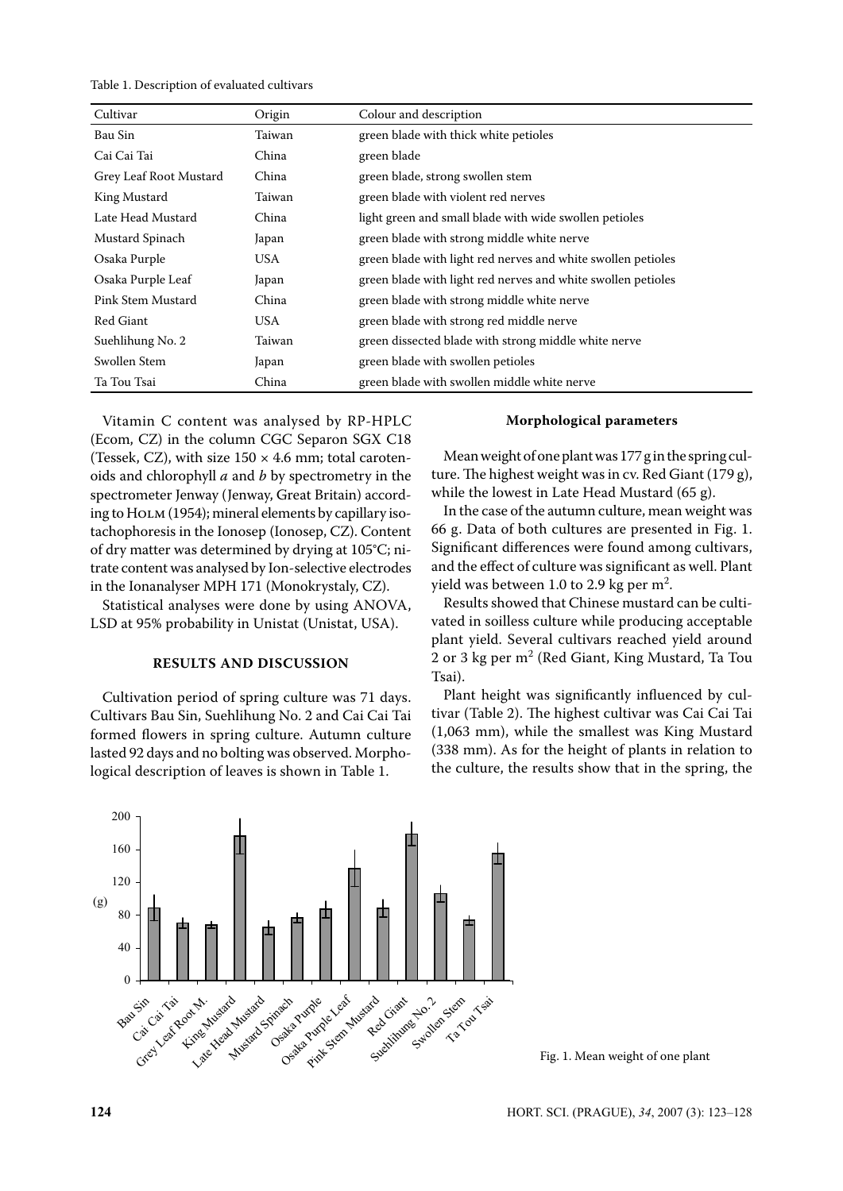Table 1. Description of evaluated cultivars

| Cultivar | Origin | Colour and description |
|---|---|---|
| Bau Sin | Taiwan | green blade with thick white petioles |
| Cai Cai Tai | China | green blade |
| Grey Leaf Root Mustard | China | green blade, strong swollen stem |
| King Mustard | Taiwan | green blade with violent red nerves |
| Late Head Mustard | China | light green and small blade with wide swollen petioles |
| Mustard Spinach | Japan | green blade with strong middle white nerve |
| Osaka Purple | USA | green blade with light red nerves and white swollen petioles |
| Osaka Purple Leaf | Japan | green blade with light red nerves and white swollen petioles |
| Pink Stem Mustard | China | green blade with strong middle white nerve |
| Red Giant | USA | green blade with strong red middle nerve |
| Suehlihung No. 2 | Taiwan | green dissected blade with strong middle white nerve |
| Swollen Stem | Japan | green blade with swollen petioles |
| Ta Tou Tsai | China | green blade with swollen middle white nerve |

Vitamin C content was analysed by RP-HPLC (Ecom, CZ) in the column CGC Separon SGX C18 (Tessek, CZ), with size 150 × 4.6 mm; total carotenoids and chlorophyll *a* and *b* by spectrometry in the spectrometer Jenway (Jenway, Great Britain) according to Holm (1954); mineral elements by capillary isotachophoresis in the Ionosep (Ionosep, CZ). Content of dry matter was determined by drying at 105°C; nitrate content was analysed by Ion-selective electrodes in the Ionanalyser MPH 171 (Monokrystaly, CZ).

Statistical analyses were done by using ANOVA, LSD at 95% probability in Unistat (Unistat, USA).

## RESULTS AND DISCUSSION

Cultivation period of spring culture was 71 days. Cultivars Bau Sin, Suehlihung No. 2 and Cai Cai Tai formed flowers in spring culture. Autumn culture lasted 92 days and no bolting was observed. Morphological description of leaves is shown in Table 1.

### Morphological parameters

Mean weight of one plant was 177 g in the spring culture. The highest weight was in cv. Red Giant (179 g), while the lowest in Late Head Mustard (65 g).

In the case of the autumn culture, mean weight was 66 g. Data of both cultures are presented in Fig. 1. Significant differences were found among cultivars, and the effect of culture was significant as well. Plant yield was between 1.0 to 2.9 kg per m$^2$.

Results showed that Chinese mustard can be cultivated in soilless culture while producing acceptable plant yield. Several cultivars reached yield around 2 or 3 kg per m$^2$ (Red Giant, King Mustard, Ta Tou Tsai).

Plant height was significantly influenced by cultivar (Table 2). The highest cultivar was Cai Cai Tai (1,063 mm), while the smallest was King Mustard (338 mm). As for the height of plants in relation to the culture, the results show that in the spring, the

Fig. 1. Mean weight of one plant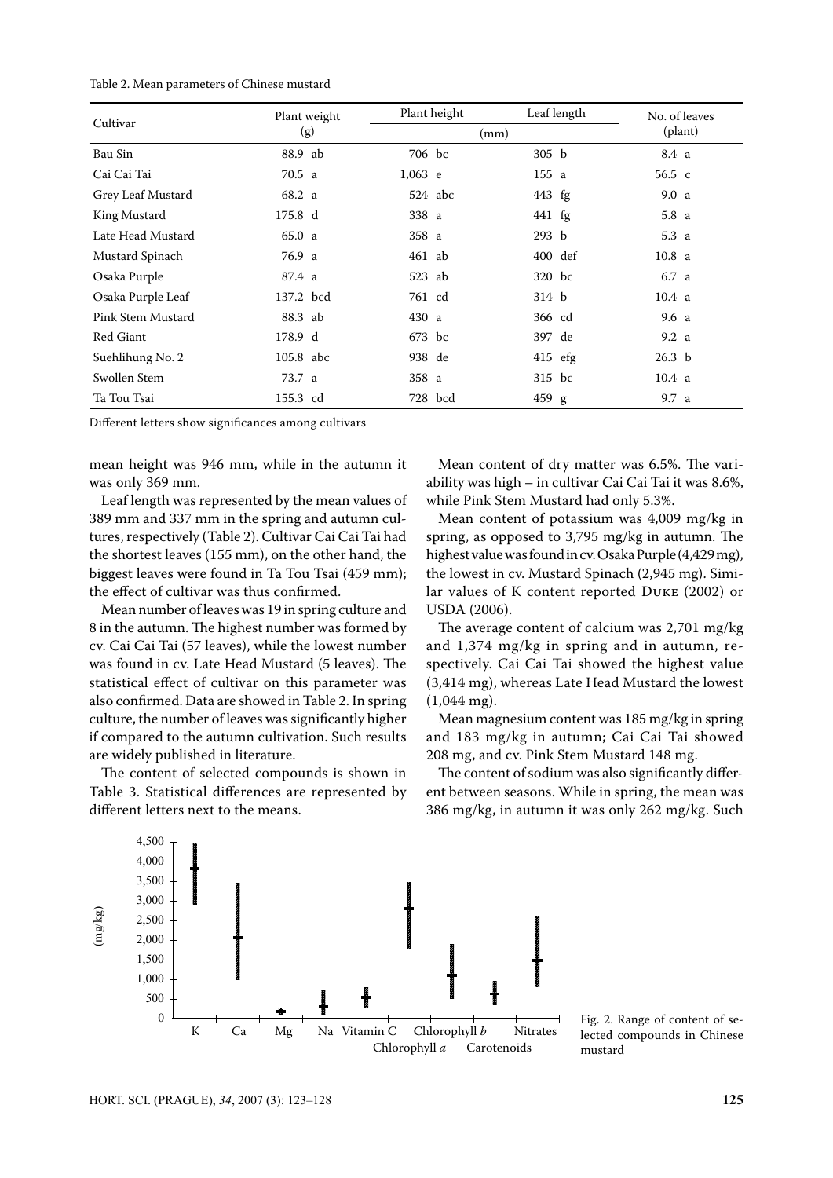Table 2. Mean parameters of Chinese mustard

| Cultivar | Plant weight (g) | Plant height | Leaf length | No. of leaves (plant) |
|---|---|---|---|---|
| | | (mm) | | |
| Bau Sin | 88.9 ab | 706 bc | 305 b | 8.4 a |
| Cai Cai Tai | 70.5 a | 1,063 e | 155 a | 56.5 c |
| Grey Leaf Mustard | 68.2 a | 524 abc | 443 fg | 9.0 a |
| King Mustard | 175.8 d | 338 a | 441 fg | 5.8 a |
| Late Head Mustard | 65.0 a | 358 a | 293 b | 5.3 a |
| Mustard Spinach | 76.9 a | 461 ab | 400 def | 10.8 a |
| Osaka Purple | 87.4 a | 523 ab | 320 bc | 6.7 a |
| Osaka Purple Leaf | 137.2 bcd | 761 cd | 314 b | 10.4 a |
| Pink Stem Mustard | 88.3 ab | 430 a | 366 cd | 9.6 a |
| Red Giant | 178.9 d | 673 bc | 397 de | 9.2 a |
| Suehlihung No. 2 | 105.8 abc | 938 de | 415 efg | 26.3 b |
| Swollen Stem | 73.7 a | 358 a | 315 bc | 10.4 a |
| Ta Tou Tsai | 155.3 cd | 728 bcd | 459 g | 9.7 a |

Different letters show significances among cultivars

mean height was 946 mm, while in the autumn it was only 369 mm.

Leaf length was represented by the mean values of 389 mm and 337 mm in the spring and autumn cultures, respectively (Table 2). Cultivar Cai Cai Tai had the shortest leaves (155 mm), on the other hand, the biggest leaves were found in Ta Tou Tsai (459 mm); the effect of cultivar was thus confirmed.

Mean number of leaves was 19 in spring culture and 8 in the autumn. The highest number was formed by cv. Cai Cai Tai (57 leaves), while the lowest number was found in cv. Late Head Mustard (5 leaves). The statistical effect of cultivar on this parameter was also confirmed. Data are showed in Table 2. In spring culture, the number of leaves was significantly higher if compared to the autumn cultivation. Such results are widely published in literature.

The content of selected compounds is shown in Table 3. Statistical differences are represented by different letters next to the means.

Mean content of dry matter was 6.5%. The variability was high – in cultivar Cai Cai Tai it was 8.6%, while Pink Stem Mustard had only 5.3%.

Mean content of potassium was 4,009 mg/kg in spring, as opposed to 3,795 mg/kg in autumn. The highest value was found in cv. Osaka Purple (4,429 mg), the lowest in cv. Mustard Spinach (2,945 mg). Similar values of K content reported Duke (2002) or USDA (2006).

The average content of calcium was 2,701 mg/kg and 1,374 mg/kg in spring and in autumn, respectively. Cai Cai Tai showed the highest value (3,414 mg), whereas Late Head Mustard the lowest (1,044 mg).

Mean magnesium content was 185 mg/kg in spring and 183 mg/kg in autumn; Cai Cai Tai showed 208 mg, and cv. Pink Stem Mustard 148 mg.

The content of sodium was also significantly different between seasons. While in spring, the mean was 386 mg/kg, in autumn it was only 262 mg/kg. Such

Fig. 2. Range of content of selected compounds in Chinese mustard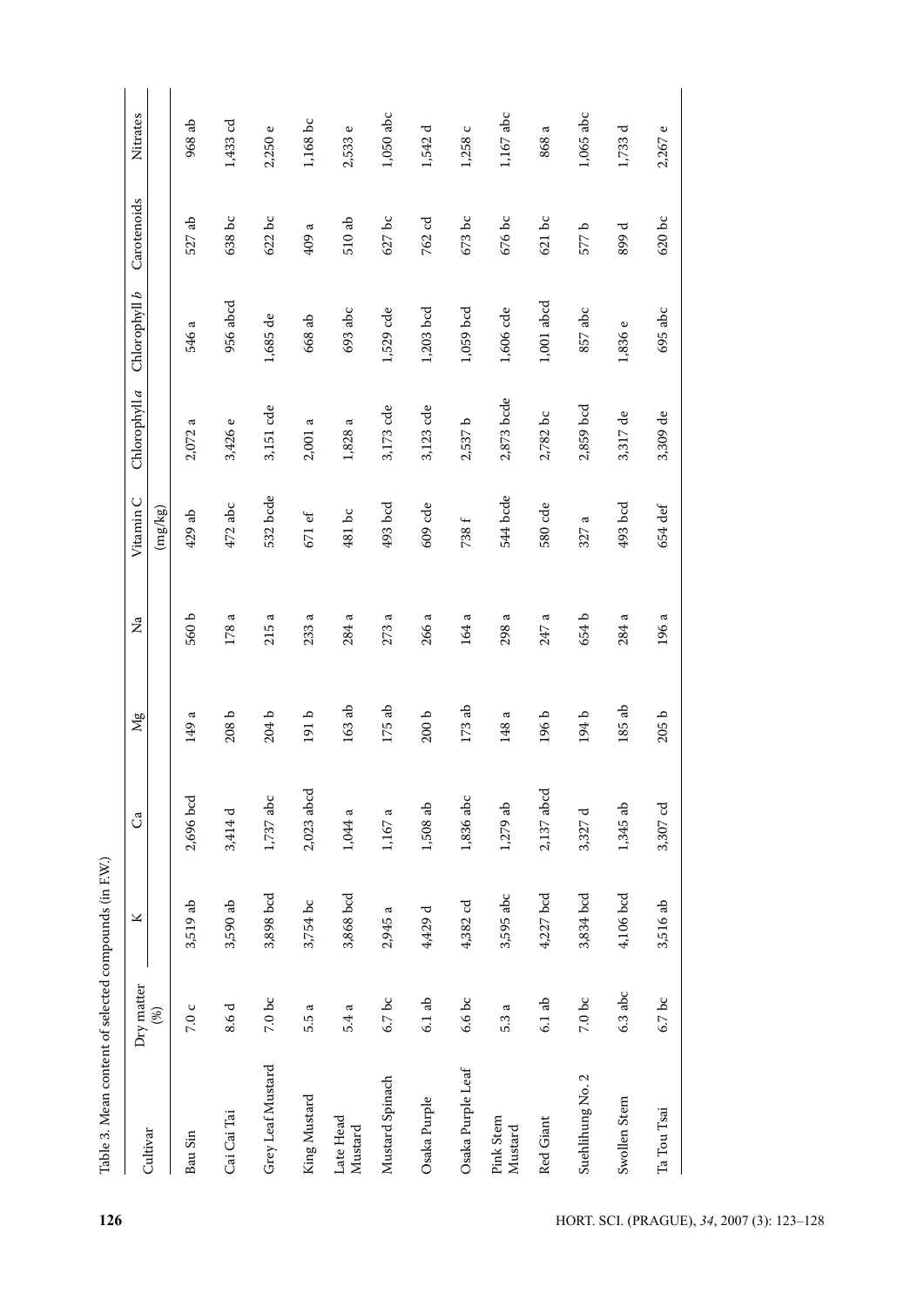Table 3. Mean content of selected compounds (in F.W.)

| Cultivar | Dry matter (%) | K | Ca | Mg | Na | Vitamin C | Chlorophyll *a* | Chlorophyll *b* | Carotenoids | Nitrates |
|---|---|---|---|---|---|---|---|---|---|---|
| | | | | | | (mg/kg) | | | | |
| Bau Sin | 7.0 c | 3,519 ab | 2,696 bcd | 149 a | 560 b | 429 ab | 2,072 a | 546 a | 527 ab | 968 ab |
| Cai Cai Tai | 8.6 d | 3,590 ab | 3,414 d | 208 b | 178 a | 472 abc | 3,426 e | 956 abcd | 638 bc | 1,433 cd |
| Grey Leaf Mustard | 7.0 bc | 3,898 bcd | 1,737 abc | 204 b | 215 a | 532 bcde | 3,151 cde | 1,685 de | 622 bc | 2,250 e |
| King Mustard | 5.5 a | 3,754 bc | 2,023 abcd | 191 b | 233 a | 671 ef | 2,001 a | 668 ab | 409 a | 1,168 bc |
| Late Head Mustard | 5.4 a | 3,868 bcd | 1,044 a | 163 ab | 284 a | 481 bc | 1,828 a | 693 abc | 510 ab | 2,533 e |
| Mustard Spinach | 6.7 bc | 2,945 a | 1,167 a | 175 ab | 273 a | 493 bcd | 3,173 cde | 1,529 cde | 627 bc | 1,050 abc |
| Osaka Purple | 6.1 ab | 4,429 d | 1,508 ab | 200 b | 266 a | 609 cde | 3,123 cde | 1,203 bcd | 762 cd | 1,542 d |
| Osaka Purple Leaf | 6.6 bc | 4,382 cd | 1,836 abc | 173 ab | 164 a | 738 f | 2,537 b | 1,059 bcd | 673 bc | 1,258 c |
| Pink Stem Mustard | 5.3 a | 3,595 abc | 1,279 ab | 148 a | 298 a | 544 bcde | 2,873 bcde | 1,606 cde | 676 bc | 1,167 abc |
| Red Giant | 6.1 ab | 4,227 bcd | 2,137 abcd | 196 b | 247 a | 580 cde | 2,782 bc | 1,001 abcd | 621 bc | 868 a |
| Suehlihung No. 2 | 7.0 bc | 3,834 bcd | 3,327 d | 194 b | 654 b | 327 a | 2,859 bcd | 857 abc | 577 b | 1,065 abc |
| Swollen Stem | 6.3 abc | 4,106 bcd | 1,345 ab | 185 ab | 284 a | 493 bcd | 3,317 de | 1,836 e | 899 d | 1,733 d |
| Ta Tou Tsai | 6.7 bc | 3,516 ab | 3,307 cd | 205 b | 196 a | 654 def | 3,309 de | 695 abc | 620 bc | 2,267 e |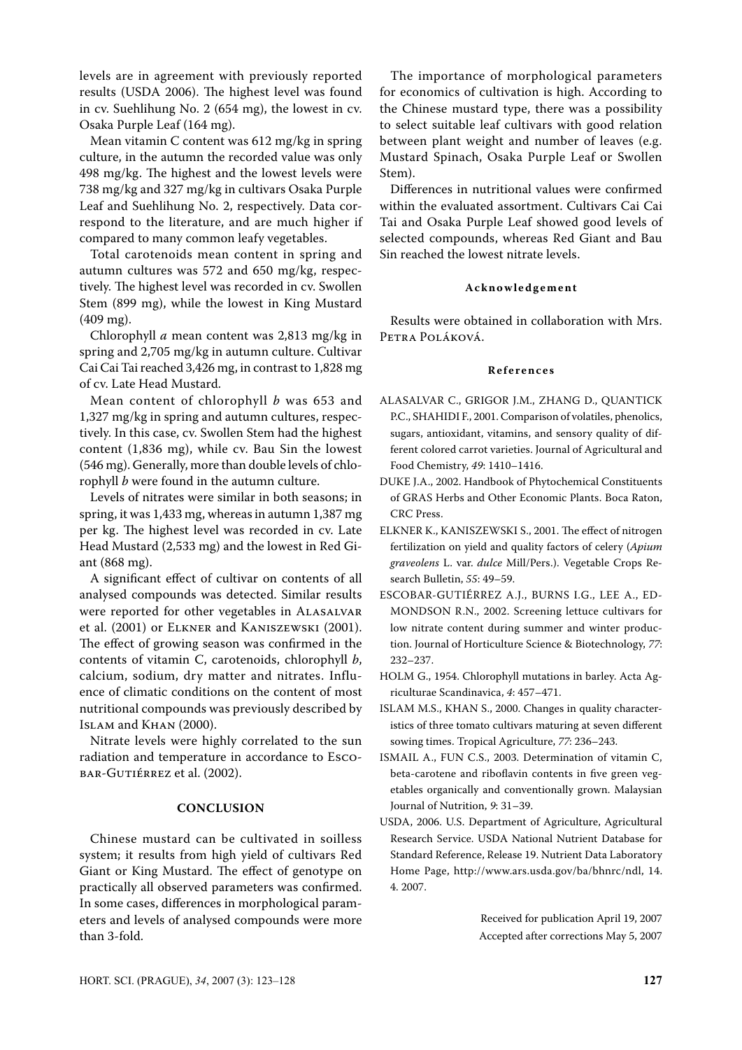levels are in agreement with previously reported results (USDA 2006). The highest level was found in cv. Suehlihung No. 2 (654 mg), the lowest in cv. Osaka Purple Leaf (164 mg).

Mean vitamin C content was 612 mg/kg in spring culture, in the autumn the recorded value was only 498 mg/kg. The highest and the lowest levels were 738 mg/kg and 327 mg/kg in cultivars Osaka Purple Leaf and Suehlihung No. 2, respectively. Data correspond to the literature, and are much higher if compared to many common leafy vegetables.

Total carotenoids mean content in spring and autumn cultures was 572 and 650 mg/kg, respectively. The highest level was recorded in cv. Swollen Stem (899 mg), while the lowest in King Mustard (409 mg).

Chlorophyll *a* mean content was 2,813 mg/kg in spring and 2,705 mg/kg in autumn culture. Cultivar Cai Cai Tai reached 3,426 mg, in contrast to 1,828 mg of cv. Late Head Mustard.

Mean content of chlorophyll *b* was 653 and 1,327 mg/kg in spring and autumn cultures, respectively. In this case, cv. Swollen Stem had the highest content (1,836 mg), while cv. Bau Sin the lowest (546 mg). Generally, more than double levels of chlorophyll *b* were found in the autumn culture.

Levels of nitrates were similar in both seasons; in spring, it was 1,433 mg, whereas in autumn 1,387 mg per kg. The highest level was recorded in cv. Late Head Mustard (2,533 mg) and the lowest in Red Giant (868 mg).

A significant effect of cultivar on contents of all analysed compounds was detected. Similar results were reported for other vegetables in Alasalvar et al. (2001) or Elkner and Kaniszewski (2001). The effect of growing season was confirmed in the contents of vitamin C, carotenoids, chlorophyll *b*, calcium, sodium, dry matter and nitrates. Influence of climatic conditions on the content of most nutritional compounds was previously described by Islam and Khan (2000).

Nitrate levels were highly correlated to the sun radiation and temperature in accordance to Escobar-Gutiérrez et al. (2002).

## CONCLUSION

Chinese mustard can be cultivated in soilless system; it results from high yield of cultivars Red Giant or King Mustard. The effect of genotype on practically all observed parameters was confirmed. In some cases, differences in morphological parameters and levels of analysed compounds were more than 3-fold.

The importance of morphological parameters for economics of cultivation is high. According to the Chinese mustard type, there was a possibility to select suitable leaf cultivars with good relation between plant weight and number of leaves (e.g. Mustard Spinach, Osaka Purple Leaf or Swollen Stem).

Differences in nutritional values were confirmed within the evaluated assortment. Cultivars Cai Cai Tai and Osaka Purple Leaf showed good levels of selected compounds, whereas Red Giant and Bau Sin reached the lowest nitrate levels.

### Acknowledgement

Results were obtained in collaboration with Mrs. Petra Poláková.

### References

ALASALVAR C., GRIGOR J.M., ZHANG D., QUANTICK P.C., SHAHIDI F., 2001. Comparison of volatiles, phenolics, sugars, antioxidant, vitamins, and sensory quality of different colored carrot varieties. Journal of Agricultural and Food Chemistry, *49*: 1410–1416.

DUKE J.A., 2002. Handbook of Phytochemical Constituents of GRAS Herbs and Other Economic Plants. Boca Raton, CRC Press.

ELKNER K., KANISZEWSKI S., 2001. The effect of nitrogen fertilization on yield and quality factors of celery (*Apium graveolens* L. var. *dulce* Mill/Pers.). Vegetable Crops Research Bulletin, *55*: 49–59.

ESCOBAR-GUTIÉRREZ A.J., BURNS I.G., LEE A., EDMONDSON R.N., 2002. Screening lettuce cultivars for low nitrate content during summer and winter production. Journal of Horticulture Science & Biotechnology, *77*: 232–237.

HOLM G., 1954. Chlorophyll mutations in barley. Acta Agriculturae Scandinavica, *4*: 457–471.

ISLAM M.S., KHAN S., 2000. Changes in quality characteristics of three tomato cultivars maturing at seven different sowing times. Tropical Agriculture, *77*: 236–243.

ISMAIL A., FUN C.S., 2003. Determination of vitamin C, beta-carotene and riboflavin contents in five green vegetables organically and conventionally grown. Malaysian Journal of Nutrition, *9*: 31–39.

USDA, 2006. U.S. Department of Agriculture, Agricultural Research Service. USDA National Nutrient Database for Standard Reference, Release 19. Nutrient Data Laboratory Home Page, http://www.ars.usda.gov/ba/bhnrc/ndl, 14. 4. 2007.

Received for publication April 19, 2007
Accepted after corrections May 5, 2007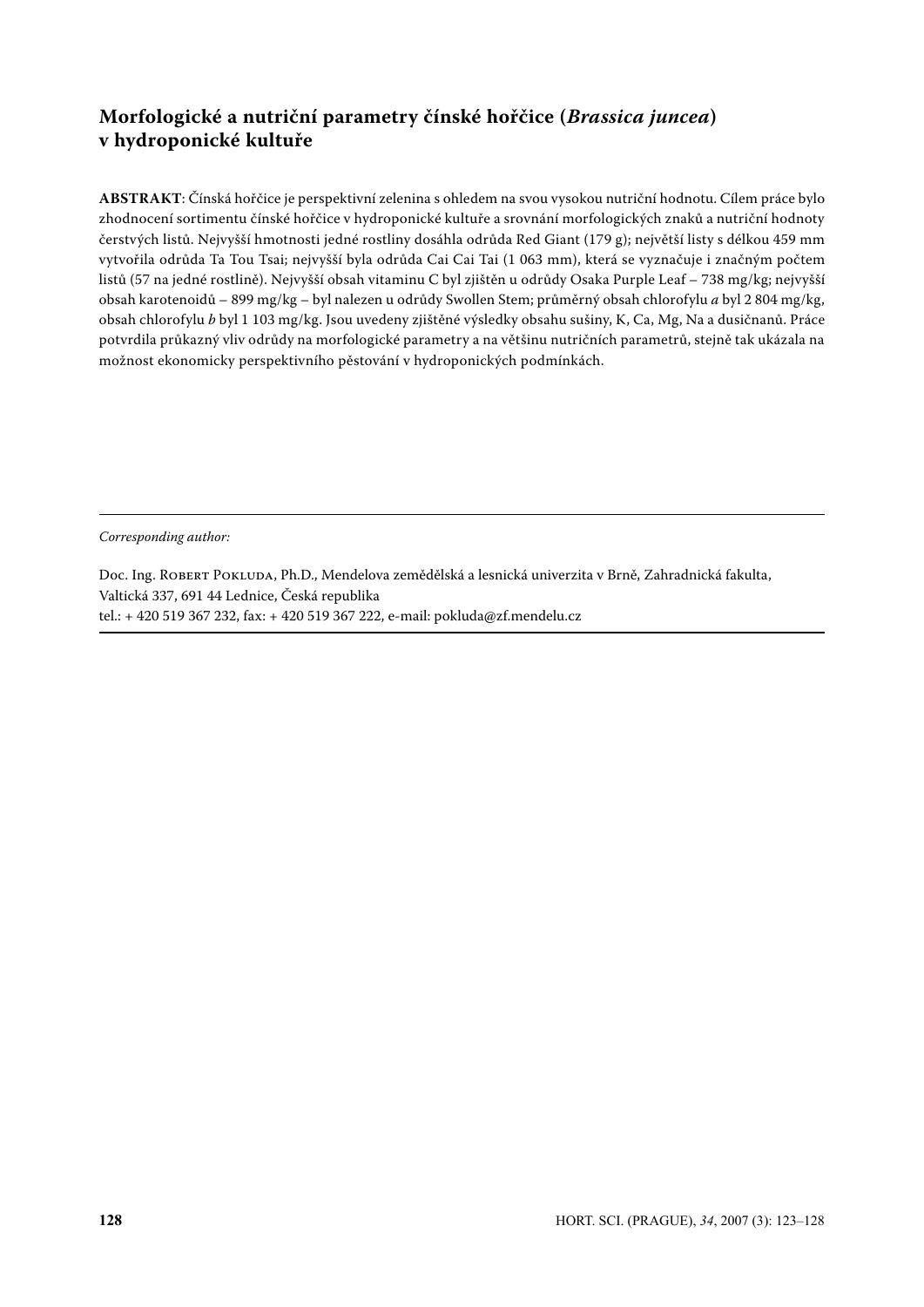## Morfologické a nutriční parametry čínské hořčice (*Brassica juncea*) v hydroponické kultuře

**ABSTRAKT**: Čínská hořčice je perspektivní zelenina s ohledem na svou vysokou nutriční hodnotu. Cílem práce bylo zhodnocení sortimentu čínské hořčice v hydroponické kultuře a srovnání morfologických znaků a nutriční hodnoty čerstvých listů. Nejvyšší hmotnosti jedné rostliny dosáhla odrůda Red Giant (179 g); největší listy s délkou 459 mm vytvořila odrůda Ta Tou Tsai; nejvyšší byla odrůda Cai Cai Tai (1 063 mm), která se vyznačuje i značným počtem listů (57 na jedné rostlině). Nejvyšší obsah vitaminu C byl zjištěn u odrůdy Osaka Purple Leaf – 738 mg/kg; nejvyšší obsah karotenoidů – 899 mg/kg – byl nalezen u odrůdy Swollen Stem; průměrný obsah chlorofylu *a* byl 2 804 mg/kg, obsah chlorofylu *b* byl 1 103 mg/kg. Jsou uvedeny zjištěné výsledky obsahu sušiny, K, Ca, Mg, Na a dusičnanů. Práce potvrdila průkazný vliv odrůdy na morfologické parametry a na většinu nutričních parametrů, stejně tak ukázala na možnost ekonomicky perspektivního pěstování v hydroponických podmínkách.

---

*Corresponding author:*

Doc. Ing. Robert Pokluda, Ph.D., Mendelova zemědělská a lesnická univerzita v Brně, Zahradnická fakulta, Valtická 337, 691 44 Lednice, Česká republika
tel.: + 420 519 367 232, fax: + 420 519 367 222, e-mail: pokluda@zf.mendelu.cz